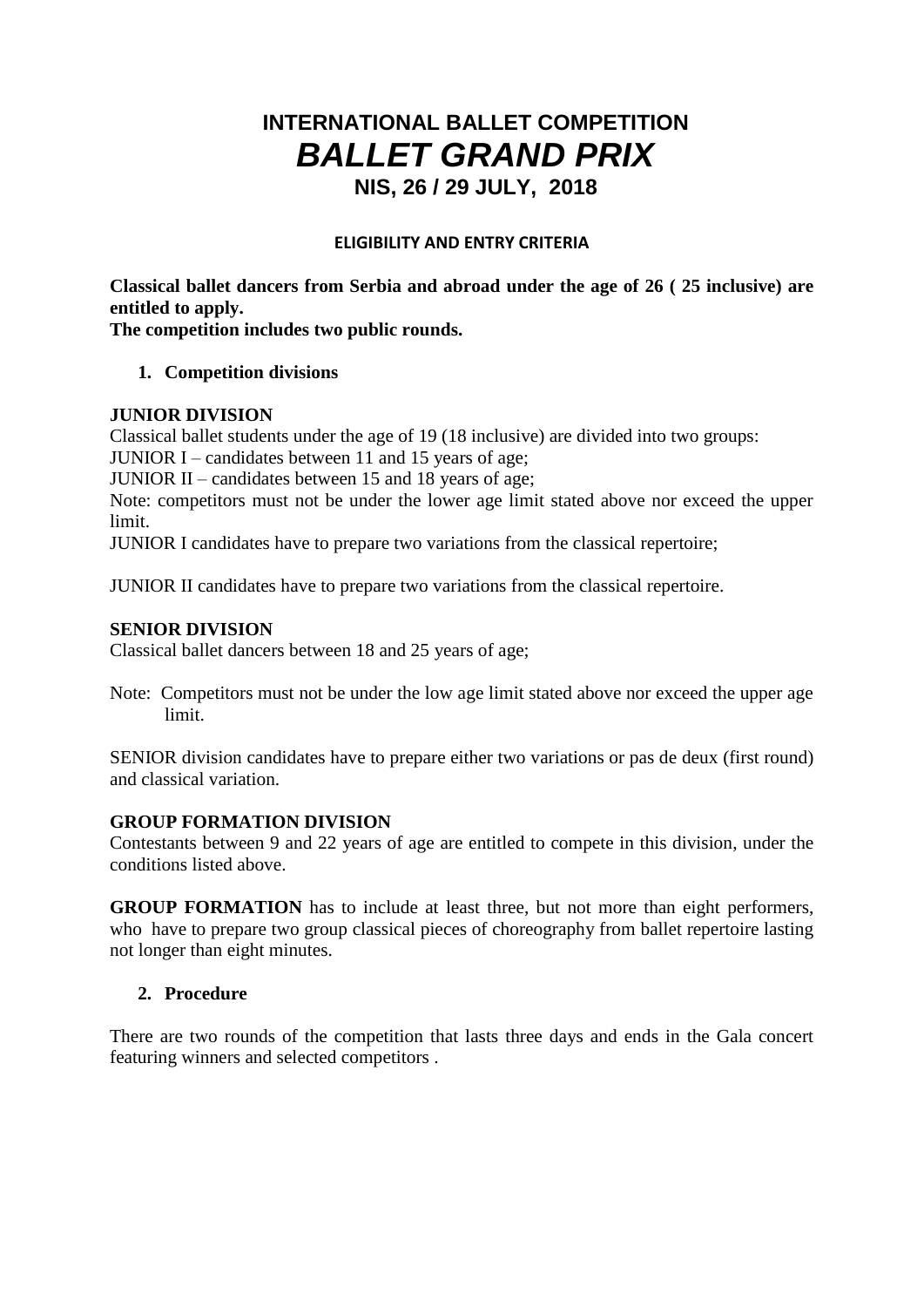# INTERNATIONAL BALLET COMPETITION
# *BALLET GRAND PRIX*
## NIS, 26 / 29 JULY, 2018

### ELIGIBILITY AND ENTRY CRITERIA

**Classical ballet dancers from Serbia and abroad under the age of 26 ( 25 inclusive) are entitled to apply.**
**The competition includes two public rounds.**

1. **Competition divisions**

**JUNIOR DIVISION**
Classical ballet students under the age of 19 (18 inclusive) are divided into two groups:
JUNIOR I – candidates between 11 and 15 years of age;
JUNIOR II – candidates between 15 and 18 years of age;
Note: competitors must not be under the lower age limit stated above nor exceed the upper limit.
JUNIOR I candidates have to prepare two variations from the classical repertoire;

JUNIOR II candidates have to prepare two variations from the classical repertoire.

**SENIOR DIVISION**
Classical ballet dancers between 18 and 25 years of age;

Note: Competitors must not be under the low age limit stated above nor exceed the upper age limit.

SENIOR division candidates have to prepare either two variations or pas de deux (first round) and classical variation.

**GROUP FORMATION DIVISION**
Contestants between 9 and 22 years of age are entitled to compete in this division, under the conditions listed above.

**GROUP FORMATION** has to include at least three, but not more than eight performers, who have to prepare two group classical pieces of choreography from ballet repertoire lasting not longer than eight minutes.

2. **Procedure**

There are two rounds of the competition that lasts three days and ends in the Gala concert featuring winners and selected competitors .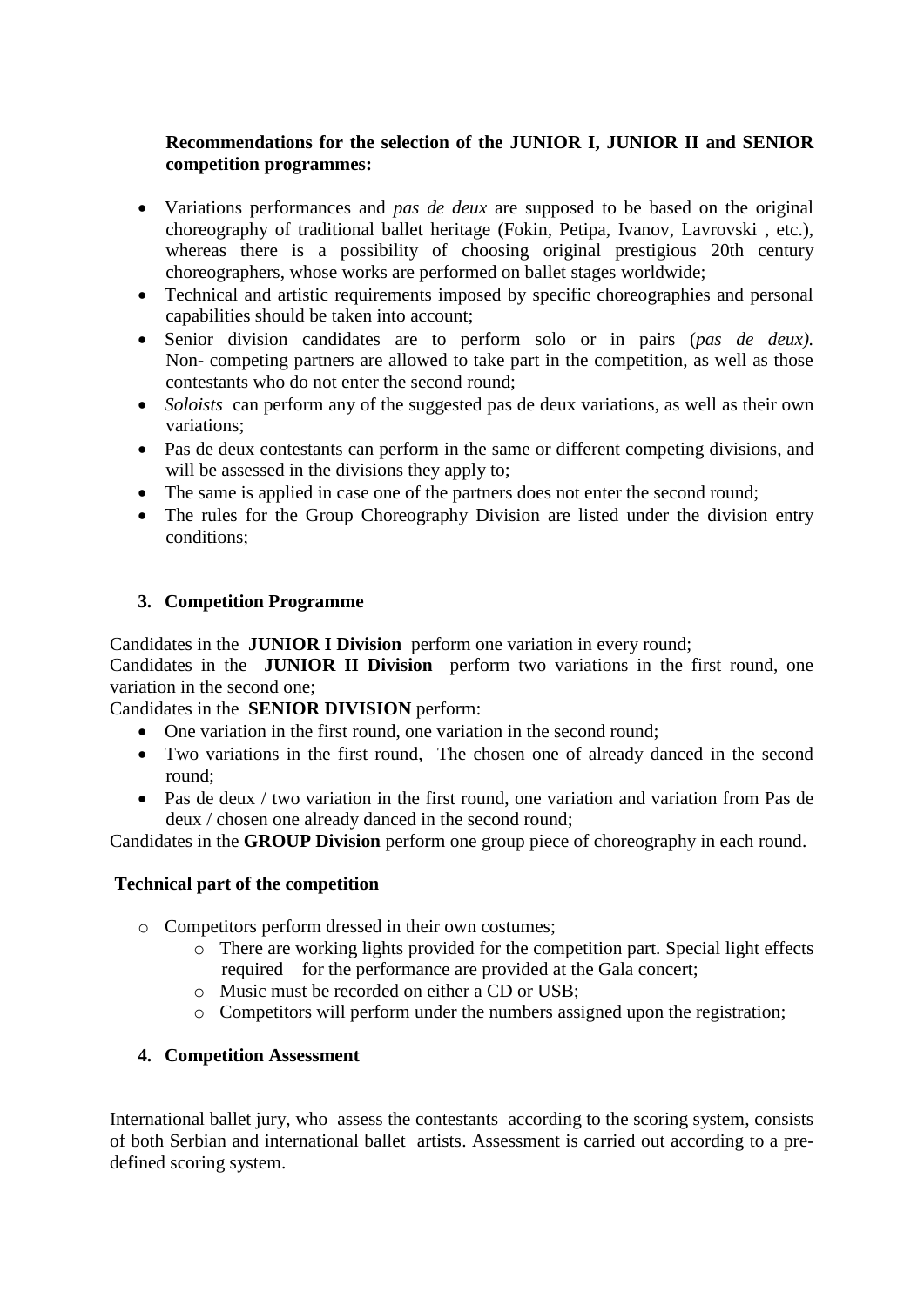**Recommendations for the selection of the JUNIOR I, JUNIOR II and SENIOR competition programmes:**

- Variations performances and *pas de deux* are supposed to be based on the original choreography of traditional ballet heritage (Fokin, Petipa, Ivanov, Lavrovski , etc.), whereas there is a possibility of choosing original prestigious 20th century choreographers, whose works are performed on ballet stages worldwide;
- Technical and artistic requirements imposed by specific choreographies and personal capabilities should be taken into account;
- Senior division candidates are to perform solo or in pairs (*pas de deux).* Non- competing partners are allowed to take part in the competition, as well as those contestants who do not enter the second round;
- *Soloists* can perform any of the suggested pas de deux variations, as well as their own variations;
- Pas de deux contestants can perform in the same or different competing divisions, and will be assessed in the divisions they apply to;
- The same is applied in case one of the partners does not enter the second round;
- The rules for the Group Choreography Division are listed under the division entry conditions;

### 3. Competition Programme

Candidates in the **JUNIOR I Division** perform one variation in every round;
Candidates in the **JUNIOR II Division** perform two variations in the first round, one variation in the second one;
Candidates in the **SENIOR DIVISION** perform:

- One variation in the first round, one variation in the second round;
- Two variations in the first round, The chosen one of already danced in the second round;
- Pas de deux / two variation in the first round, one variation and variation from Pas de deux / chosen one already danced in the second round;

Candidates in the **GROUP Division** perform one group piece of choreography in each round.

**Technical part of the competition**

- Competitors perform dressed in their own costumes;
  - There are working lights provided for the competition part. Special light effects required for the performance are provided at the Gala concert;
  - Music must be recorded on either a CD or USB;
  - Competitors will perform under the numbers assigned upon the registration;

### 4. Competition Assessment

International ballet jury, who assess the contestants according to the scoring system, consists of both Serbian and international ballet artists. Assessment is carried out according to a pre-defined scoring system.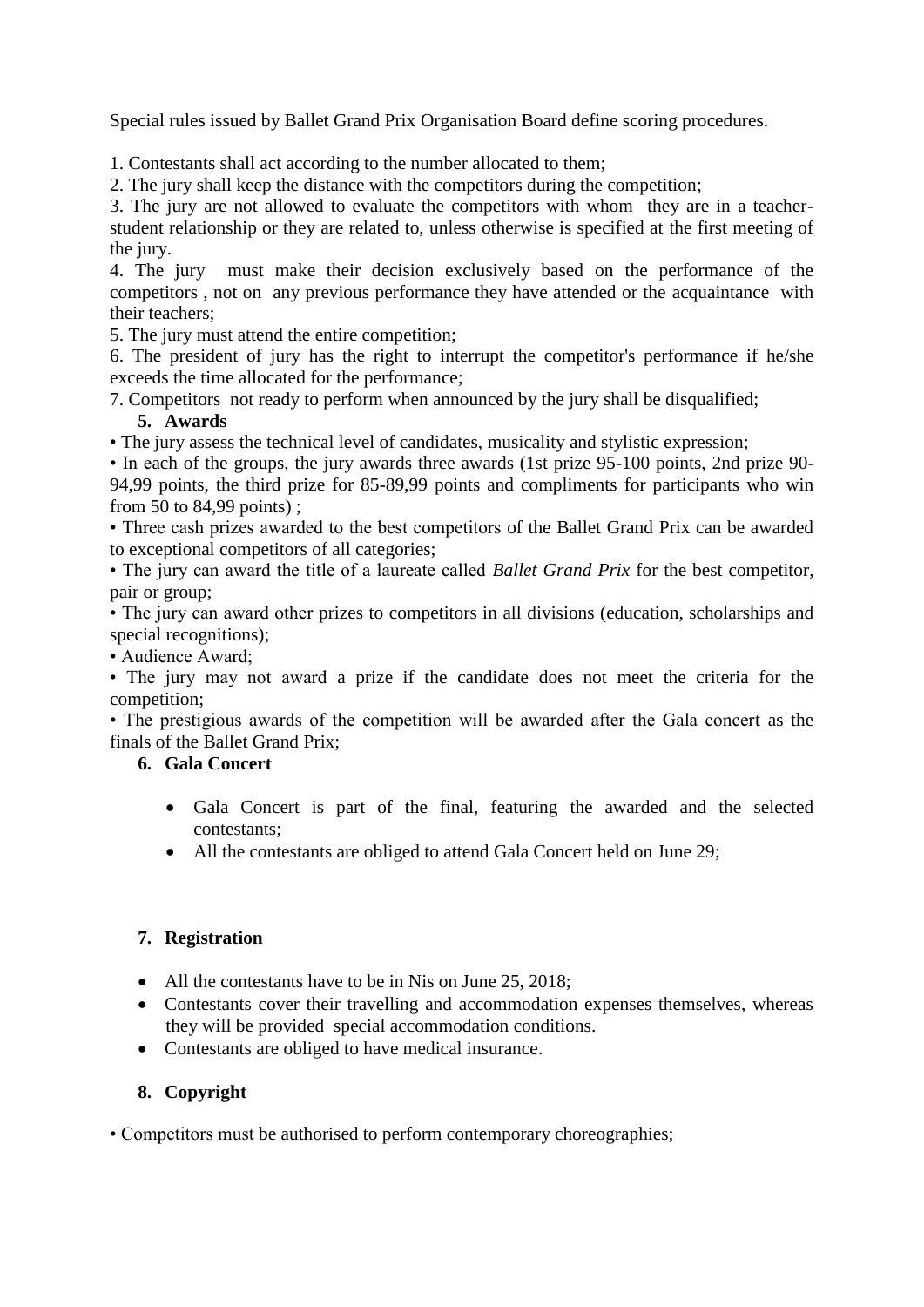Special rules issued by Ballet Grand Prix Organisation Board define scoring procedures.

1. Contestants shall act according to the number allocated to them;
2. The jury shall keep the distance with the competitors during the competition;
3. The jury are not allowed to evaluate the competitors with whom they are in a teacher-student relationship or they are related to, unless otherwise is specified at the first meeting of the jury.
4. The jury must make their decision exclusively based on the performance of the competitors , not on any previous performance they have attended or the acquaintance with their teachers;
5. The jury must attend the entire competition;
6. The president of jury has the right to interrupt the competitor's performance if he/she exceeds the time allocated for the performance;
7. Competitors not ready to perform when announced by the jury shall be disqualified;

## 5. Awards

• The jury assess the technical level of candidates, musicality and stylistic expression;
• In each of the groups, the jury awards three awards (1st prize 95-100 points, 2nd prize 90-94,99 points, the third prize for 85-89,99 points and compliments for participants who win from 50 to 84,99 points) ;
• Three cash prizes awarded to the best competitors of the Ballet Grand Prix can be awarded to exceptional competitors of all categories;
• The jury can award the title of a laureate called *Ballet Grand Prix* for the best competitor, pair or group;
• The jury can award other prizes to competitors in all divisions (education, scholarships and special recognitions);
• Audience Award;
• The jury may not award a prize if the candidate does not meet the criteria for the competition;
• The prestigious awards of the competition will be awarded after the Gala concert as the finals of the Ballet Grand Prix;

## 6. Gala Concert

- Gala Concert is part of the final, featuring the awarded and the selected contestants;
- All the contestants are obliged to attend Gala Concert held on June 29;

## 7. Registration

- All the contestants have to be in Nis on June 25, 2018;
- Contestants cover their travelling and accommodation expenses themselves, whereas they will be provided special accommodation conditions.
- Contestants are obliged to have medical insurance.

## 8. Copyright

• Competitors must be authorised to perform contemporary choreographies;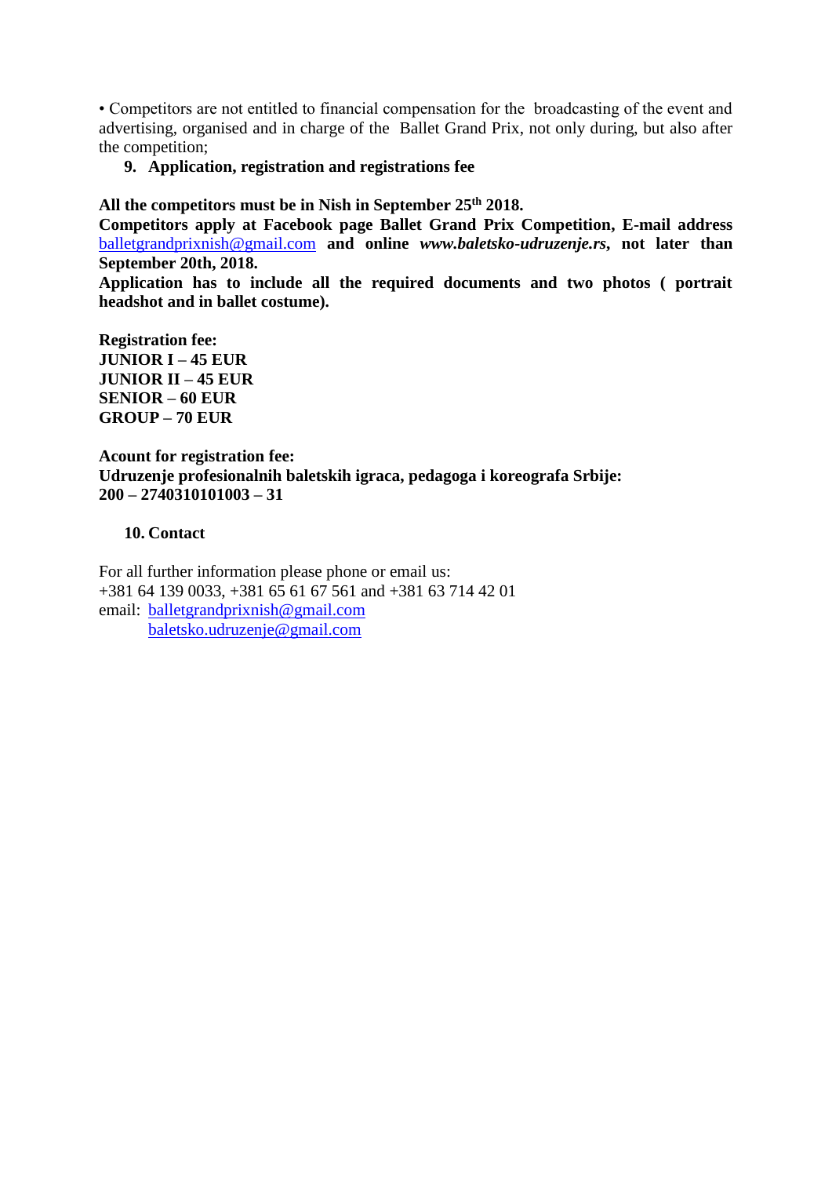• Competitors are not entitled to financial compensation for the broadcasting of the event and advertising, organised and in charge of the Ballet Grand Prix, not only during, but also after the competition;

## 9. Application, registration and registrations fee

**All the competitors must be in Nish in September 25th 2018.**

**Competitors apply at Facebook page Ballet Grand Prix Competition, E-mail address** balletgrandprixnish@gmail.com **and online** ***www.baletsko-udruzenje.rs*****, not later than September 20th, 2018.**

**Application has to include all the required documents and two photos ( portrait headshot and in ballet costume).**

**Registration fee:**
**JUNIOR I – 45 EUR**
**JUNIOR II – 45 EUR**
**SENIOR – 60 EUR**
**GROUP – 70 EUR**

**Acount for registration fee:**
**Udruzenje profesionalnih baletskih igraca, pedagoga i koreografa Srbije:**
**200 – 2740310101003 – 31**

## 10. Contact

For all further information please phone or email us:
+381 64 139 0033, +381 65 61 67 561 and +381 63 714 42 01
email: balletgrandprixnish@gmail.com
baletsko.udruzenje@gmail.com